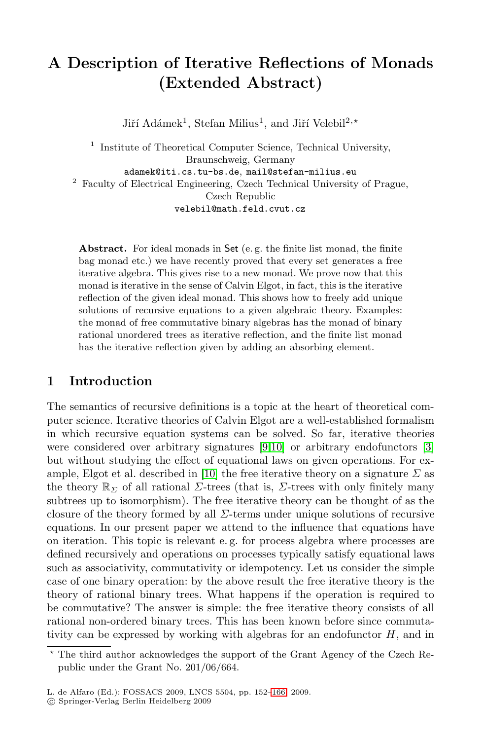# A Description of Iterative Reflections of Monads (Extended Abstract)

Jiří Adámek[1], Stefan Milius[1], and Jiří Velebil[2,⋆]

[1] Institute of Theoretical Computer Science, Technical University, Braunschweig, Germany
adamek@iti.cs.tu-bs.de, mail@stefan-milius.eu
[2] Faculty of Electrical Engineering, Czech Technical University of Prague, Czech Republic
velebil@math.feld.cvut.cz

**Abstract.** For ideal monads in Set (e. g. the finite list monad, the finite bag monad etc.) we have recently proved that every set generates a free iterative algebra. This gives rise to a new monad. We prove now that this monad is iterative in the sense of Calvin Elgot, in fact, this is the iterative reflection of the given ideal monad. This shows how to freely add unique solutions of recursive equations to a given algebraic theory. Examples: the monad of free commutative binary algebras has the monad of binary rational unordered trees as iterative reflection, and the finite list monad has the iterative reflection given by adding an absorbing element.

## 1 Introduction

The semantics of recursive definitions is a topic at the heart of theoretical computer science. Iterative theories of Calvin Elgot are a well-established formalism in which recursive equation systems can be solved. So far, iterative theories were considered over arbitrary signatures [9,10] or arbitrary endofunctors [3] but without studying the effect of equational laws on given operations. For example, Elgot et al. described in [10] the free iterative theory on a signature $\Sigma$ as the theory $\mathbb{R}_\Sigma$ of all rational $\Sigma$-trees (that is, $\Sigma$-trees with only finitely many subtrees up to isomorphism). The free iterative theory can be thought of as the closure of the theory formed by all $\Sigma$-terms under unique solutions of recursive equations. In our present paper we attend to the influence that equations have on iteration. This topic is relevant e. g. for process algebra where processes are defined recursively and operations on processes typically satisfy equational laws such as associativity, commutativity or idempotency. Let us consider the simple case of one binary operation: by the above result the free iterative theory is the theory of rational binary trees. What happens if the operation is required to be commutative? The answer is simple: the free iterative theory consists of all rational non-ordered binary trees. This has been known before since commutativity can be expressed by working with algebras for an endofunctor $H$, and in

⋆ The third author acknowledges the support of the Grant Agency of the Czech Republic under the Grant No. 201/06/664.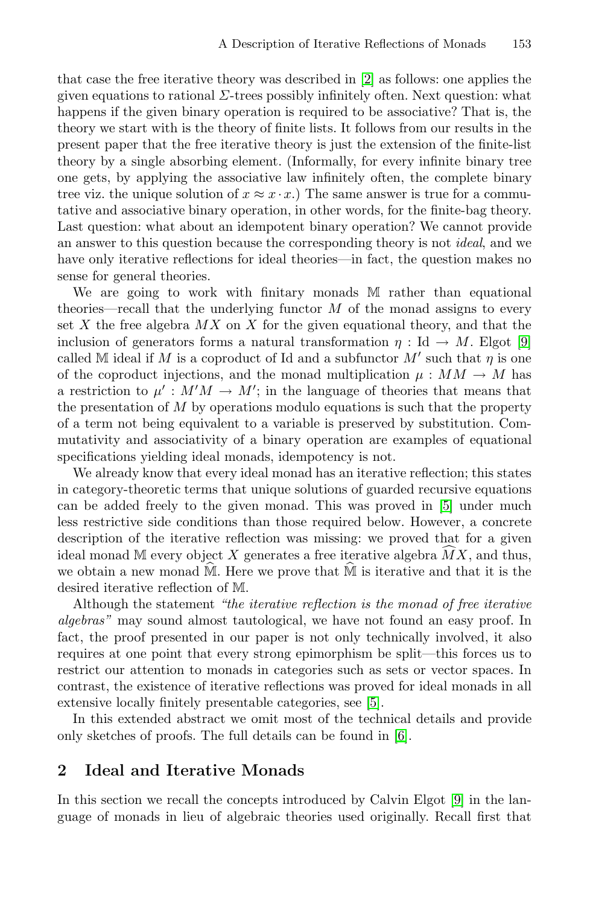that case the free iterative theory was described in [2] as follows: one applies the given equations to rational $\Sigma$-trees possibly infinitely often. Next question: what happens if the given binary operation is required to be associative? That is, the theory we start with is the theory of finite lists. It follows from our results in the present paper that the free iterative theory is just the extension of the finite-list theory by a single absorbing element. (Informally, for every infinite binary tree one gets, by applying the associative law infinitely often, the complete binary tree viz. the unique solution of $x \approx x \cdot x$.) The same answer is true for a commutative and associative binary operation, in other words, for the finite-bag theory. Last question: what about an idempotent binary operation? We cannot provide an answer to this question because the corresponding theory is not *ideal*, and we have only iterative reflections for ideal theories—in fact, the question makes no sense for general theories.

We are going to work with finitary monads $\mathbb{M}$ rather than equational theories—recall that the underlying functor $M$ of the monad assigns to every set $X$ the free algebra $MX$ on $X$ for the given equational theory, and that the inclusion of generators forms a natural transformation $\eta : \mathrm{Id} \to M$. Elgot [9] called $\mathbb{M}$ ideal if $M$ is a coproduct of Id and a subfunctor $M'$ such that $\eta$ is one of the coproduct injections, and the monad multiplication $\mu : MM \to M$ has a restriction to $\mu' : M'M \to M'$; in the language of theories that means that the presentation of $M$ by operations modulo equations is such that the property of a term not being equivalent to a variable is preserved by substitution. Commutativity and associativity of a binary operation are examples of equational specifications yielding ideal monads, idempotency is not.

We already know that every ideal monad has an iterative reflection; this states in category-theoretic terms that unique solutions of guarded recursive equations can be added freely to the given monad. This was proved in [5] under much less restrictive side conditions than those required below. However, a concrete description of the iterative reflection was missing: we proved that for a given ideal monad $\mathbb{M}$ every object $X$ generates a free iterative algebra $\widehat{M}X$, and thus, we obtain a new monad $\widehat{\mathbb{M}}$. Here we prove that $\widehat{\mathbb{M}}$ is iterative and that it is the desired iterative reflection of $\mathbb{M}$.

Although the statement *"the iterative reflection is the monad of free iterative algebras"* may sound almost tautological, we have not found an easy proof. In fact, the proof presented in our paper is not only technically involved, it also requires at one point that every strong epimorphism be split—this forces us to restrict our attention to monads in categories such as sets or vector spaces. In contrast, the existence of iterative reflections was proved for ideal monads in all extensive locally finitely presentable categories, see [5].

In this extended abstract we omit most of the technical details and provide only sketches of proofs. The full details can be found in [6].

## 2 Ideal and Iterative Monads

In this section we recall the concepts introduced by Calvin Elgot [9] in the language of monads in lieu of algebraic theories used originally. Recall first that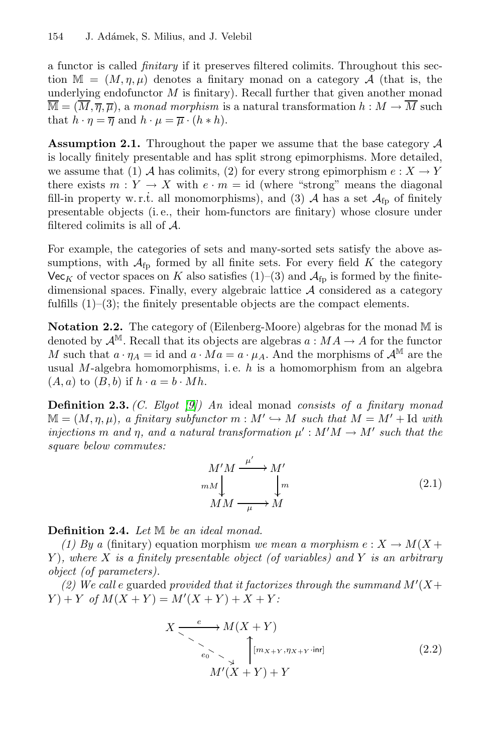a functor is called *finitary* if it preserves filtered colimits. Throughout this section $\mathbb{M} = (M, \eta, \mu)$ denotes a finitary monad on a category $\mathcal{A}$ (that is, the underlying endofunctor $M$ is finitary). Recall further that given another monad $\overline{\mathbb{M}} = (\overline{M}, \overline{\eta}, \overline{\mu})$, a *monad morphism* is a natural transformation $h : M \to \overline{M}$ such that $h \cdot \eta = \overline{\eta}$ and $h \cdot \mu = \overline{\mu} \cdot (h * h)$.

**Assumption 2.1.** Throughout the paper we assume that the base category $\mathcal{A}$ is locally finitely presentable and has split strong epimorphisms. More detailed, we assume that (1) $\mathcal{A}$ has colimits, (2) for every strong epimorphism $e : X \to Y$ there exists $m : Y \to X$ with $e \cdot m = \mathrm{id}$ (where "strong" means the diagonal fill-in property w.r.t. all monomorphisms), and (3) $\mathcal{A}$ has a set $\mathcal{A}_{\mathrm{fp}}$ of finitely presentable objects (i.e., their hom-functors are finitary) whose closure under filtered colimits is all of $\mathcal{A}$.

For example, the categories of sets and many-sorted sets satisfy the above assumptions, with $\mathcal{A}_{\mathrm{fp}}$ formed by all finite sets. For every field $K$ the category $\mathsf{Vec}_K$ of vector spaces on $K$ also satisfies (1)–(3) and $\mathcal{A}_{\mathrm{fp}}$ is formed by the finite-dimensional spaces. Finally, every algebraic lattice $\mathcal{A}$ considered as a category fulfills (1)–(3); the finitely presentable objects are the compact elements.

**Notation 2.2.** The category of (Eilenberg-Moore) algebras for the monad $\mathbb{M}$ is denoted by $\mathcal{A}^{\mathbb{M}}$. Recall that its objects are algebras $a : MA \to A$ for the functor $M$ such that $a \cdot \eta_A = \mathrm{id}$ and $a \cdot Ma = a \cdot \mu_A$. And the morphisms of $\mathcal{A}^{\mathbb{M}}$ are the usual $M$-algebra homomorphisms, i.e. $h$ is a homomorphism from an algebra $(A, a)$ to $(B, b)$ if $h \cdot a = b \cdot Mh$.

**Definition 2.3.** *(C. Elgot [9]) An* ideal monad *consists of a finitary monad $\mathbb{M} = (M, \eta, \mu)$, a finitary subfunctor $m : M' \hookrightarrow M$ such that $M = M' + \mathrm{Id}$ with injections $m$ and $\eta$, and a natural transformation $\mu' : M'M \to M'$ such that the square below commutes:*

$$
\begin{array}{ccc}
M'M & \xrightarrow{\mu'} & M' \\
{\scriptstyle mM}\big\downarrow & & \big\downarrow{\scriptstyle m} \\
MM & \xrightarrow[\mu]{} & M
\end{array}
\tag{2.1}
$$

**Definition 2.4.** *Let $\mathbb{M}$ be an ideal monad.*

*(1) By a* (finitary) equation morphism *we mean a morphism $e : X \to M(X + Y)$, where $X$ is a finitely presentable object (of variables) and $Y$ is an arbitrary object (of parameters).*

*(2) We call $e$* guarded *provided that it factorizes through the summand $M'(X + Y) + Y$ of $M(X + Y) = M'(X + Y) + X + Y$:*

$$
\begin{array}{ccc}
X & \xrightarrow{e} & M(X+Y) \\
& {\scriptstyle e_0}\searrow & \big\uparrow{\scriptstyle [m_{X+Y},\, \eta_{X+Y} \cdot \mathsf{inr}]} \\
& & M'(X+Y)+Y
\end{array}
\tag{2.2}
$$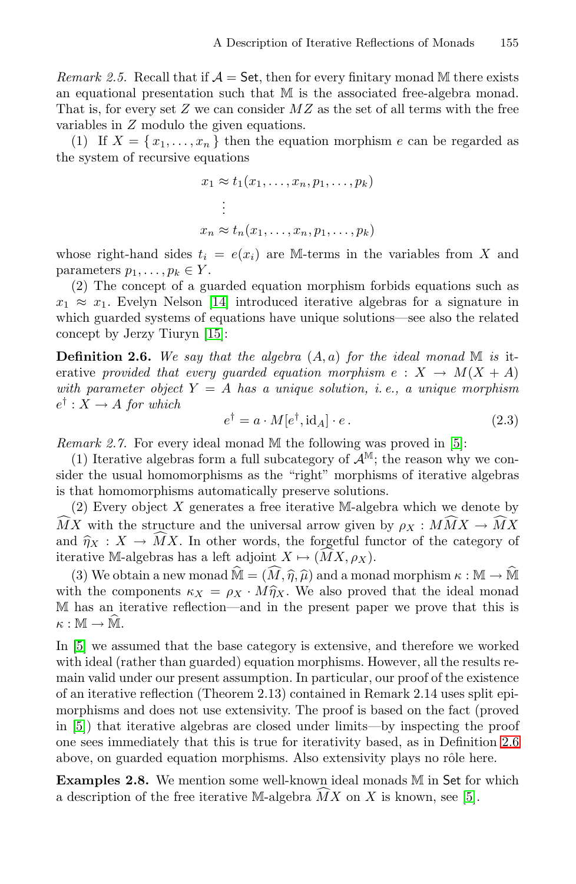*Remark 2.5.* Recall that if $\mathcal{A} = \mathsf{Set}$, then for every finitary monad $\mathbb{M}$ there exists an equational presentation such that $\mathbb{M}$ is the associated free-algebra monad. That is, for every set $Z$ we can consider $MZ$ as the set of all terms with the free variables in $Z$ modulo the given equations.

(1) If $X = \{ x_1, \dots, x_n \}$ then the equation morphism $e$ can be regarded as the system of recursive equations

$$
\begin{aligned}
x_1 &\approx t_1(x_1, \dots, x_n, p_1, \dots, p_k) \\
&\vdots \\
x_n &\approx t_n(x_1, \dots, x_n, p_1, \dots, p_k)
\end{aligned}
$$

whose right-hand sides $t_i = e(x_i)$ are $\mathbb{M}$-terms in the variables from $X$ and parameters $p_1, \dots, p_k \in Y$.

(2) The concept of a guarded equation morphism forbids equations such as $x_1 \approx x_1$. Evelyn Nelson [14] introduced iterative algebras for a signature in which guarded systems of equations have unique solutions—see also the related concept by Jerzy Tiuryn [15]:

**Definition 2.6.** *We say that the algebra $(A, a)$ for the ideal monad $\mathbb{M}$ is* iterative *provided that every guarded equation morphism $e : X \to M(X + A)$ with parameter object $Y = A$ has a unique solution, i.e., a unique morphism $e^\dagger : X \to A$ for which*

$$
e^\dagger = a \cdot M[e^\dagger, \mathrm{id}_A] \cdot e \,. \tag{2.3}
$$

*Remark 2.7.* For every ideal monad $\mathbb{M}$ the following was proved in [5]:

(1) Iterative algebras form a full subcategory of $\mathcal{A}^{\mathbb{M}}$; the reason why we consider the usual homomorphisms as the "right" morphisms of iterative algebras is that homomorphisms automatically preserve solutions.

(2) Every object $X$ generates a free iterative $\mathbb{M}$-algebra which we denote by $\widehat{M}X$ with the structure and the universal arrow given by $\rho_X : M\widehat{M}X \to \widehat{M}X$ and $\widehat{\eta}_X : X \to \widehat{M}X$. In other words, the forgetful functor of the category of iterative $\mathbb{M}$-algebras has a left adjoint $X \mapsto (\widehat{M}X, \rho_X)$.

(3) We obtain a new monad $\widehat{\mathbb{M}} = (\widehat{M}, \widehat{\eta}, \widehat{\mu})$ and a monad morphism $\kappa : \mathbb{M} \to \widehat{\mathbb{M}}$ with the components $\kappa_X = \rho_X \cdot M\widehat{\eta}_X$. We also proved that the ideal monad $\mathbb{M}$ has an iterative reflection—and in the present paper we prove that this is $\kappa : \mathbb{M} \to \widehat{\mathbb{M}}$.

In [5] we assumed that the base category is extensive, and therefore we worked with ideal (rather than guarded) equation morphisms. However, all the results remain valid under our present assumption. In particular, our proof of the existence of an iterative reflection (Theorem 2.13) contained in Remark 2.14 uses split epimorphisms and does not use extensivity. The proof is based on the fact (proved in [5]) that iterative algebras are closed under limits—by inspecting the proof one sees immediately that this is true for iterativity based, as in Definition 2.6 above, on guarded equation morphisms. Also extensivity plays no rôle here.

**Examples 2.8.** We mention some well-known ideal monads $\mathbb{M}$ in $\mathsf{Set}$ for which a description of the free iterative $\mathbb{M}$-algebra $\widehat{M}X$ on $X$ is known, see [5].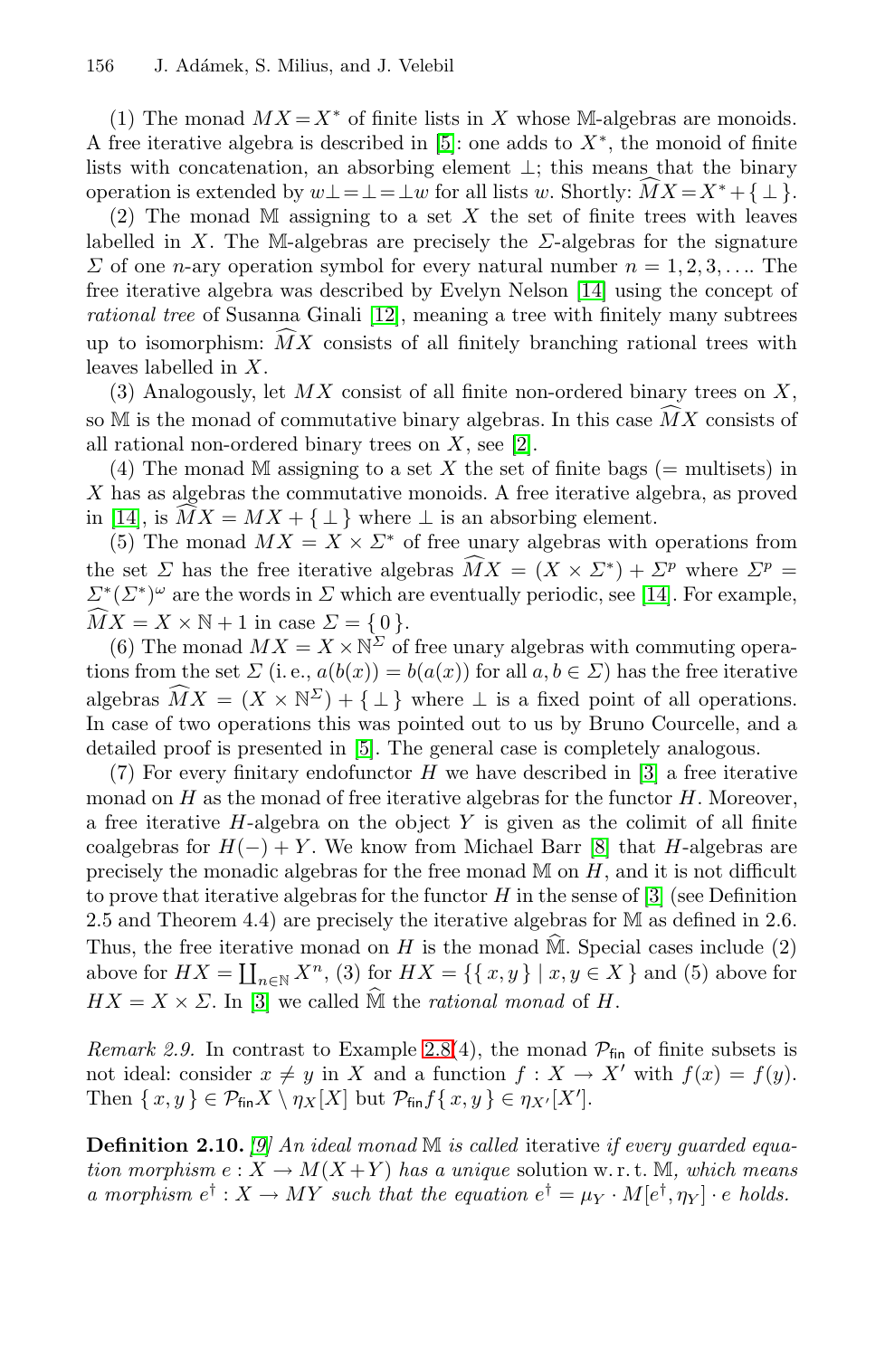(1) The monad $MX = X^*$ of finite lists in $X$ whose $\mathbb{M}$-algebras are monoids. A free iterative algebra is described in [5]: one adds to $X^*$, the monoid of finite lists with concatenation, an absorbing element $\perp$; this means that the binary operation is extended by $w\perp = \perp = \perp w$ for all lists $w$. Shortly: $\widehat{M}X = X^* + \{\perp\}$.

(2) The monad $\mathbb{M}$ assigning to a set $X$ the set of finite trees with leaves labelled in $X$. The $\mathbb{M}$-algebras are precisely the $\Sigma$-algebras for the signature $\Sigma$ of one $n$-ary operation symbol for every natural number $n = 1, 2, 3, \ldots$. The free iterative algebra was described by Evelyn Nelson [14] using the concept of *rational tree* of Susanna Ginali [12], meaning a tree with finitely many subtrees up to isomorphism: $\widehat{M}X$ consists of all finitely branching rational trees with leaves labelled in $X$.

(3) Analogously, let $MX$ consist of all finite non-ordered binary trees on $X$, so $\mathbb{M}$ is the monad of commutative binary algebras. In this case $\widehat{M}X$ consists of all rational non-ordered binary trees on $X$, see [2].

(4) The monad $\mathbb{M}$ assigning to a set $X$ the set of finite bags (= multisets) in $X$ has as algebras the commutative monoids. A free iterative algebra, as proved in [14], is $\widehat{M}X = MX + \{\perp\}$ where $\perp$ is an absorbing element.

(5) The monad $MX = X \times \Sigma^*$ of free unary algebras with operations from the set $\Sigma$ has the free iterative algebras $\widehat{M}X = (X \times \Sigma^*) + \Sigma^p$ where $\Sigma^p = \Sigma^*(\Sigma^*)^\omega$ are the words in $\Sigma$ which are eventually periodic, see [14]. For example, $\widehat{M}X = X \times \mathbb{N} + 1$ in case $\Sigma = \{0\}$.

(6) The monad $MX = X \times \mathbb{N}^\Sigma$ of free unary algebras with commuting operations from the set $\Sigma$ (i. e., $a(b(x)) = b(a(x))$ for all $a, b \in \Sigma$) has the free iterative algebras $\widehat{M}X = (X \times \mathbb{N}^\Sigma) + \{\perp\}$ where $\perp$ is a fixed point of all operations. In case of two operations this was pointed out to us by Bruno Courcelle, and a detailed proof is presented in [5]. The general case is completely analogous.

(7) For every finitary endofunctor $H$ we have described in [3] a free iterative monad on $H$ as the monad of free iterative algebras for the functor $H$. Moreover, a free iterative $H$-algebra on the object $Y$ is given as the colimit of all finite coalgebras for $H(-) + Y$. We know from Michael Barr [8] that $H$-algebras are precisely the monadic algebras for the free monad $\mathbb{M}$ on $H$, and it is not difficult to prove that iterative algebras for the functor $H$ in the sense of [3] (see Definition 2.5 and Theorem 4.4) are precisely the iterative algebras for $\mathbb{M}$ as defined in 2.6. Thus, the free iterative monad on $H$ is the monad $\widehat{\mathbb{M}}$. Special cases include (2) above for $HX = \coprod_{n\in\mathbb{N}} X^n$, (3) for $HX = \{\{x, y\} \mid x, y \in X\}$ and (5) above for $HX = X \times \Sigma$. In [3] we called $\widehat{\mathbb{M}}$ the *rational monad* of $H$.

*Remark 2.9.* In contrast to Example 2.8(4), the monad $\mathcal{P}_{\mathsf{fin}}$ of finite subsets is not ideal: consider $x \neq y$ in $X$ and a function $f : X \to X'$ with $f(x) = f(y)$. Then $\{x, y\} \in \mathcal{P}_{\mathsf{fin}}X \setminus \eta_X[X]$ but $\mathcal{P}_{\mathsf{fin}}f\{x, y\} \in \eta_{X'}[X']$.

**Definition 2.10.** *[9] An ideal monad $\mathbb{M}$ is called* iterative *if every guarded equation morphism $e : X \to M(X+Y)$ has a unique* solution *w. r. t. $\mathbb{M}$, which means a morphism $e^\dagger : X \to MY$ such that the equation $e^\dagger = \mu_Y \cdot M[e^\dagger, \eta_Y] \cdot e$ holds.*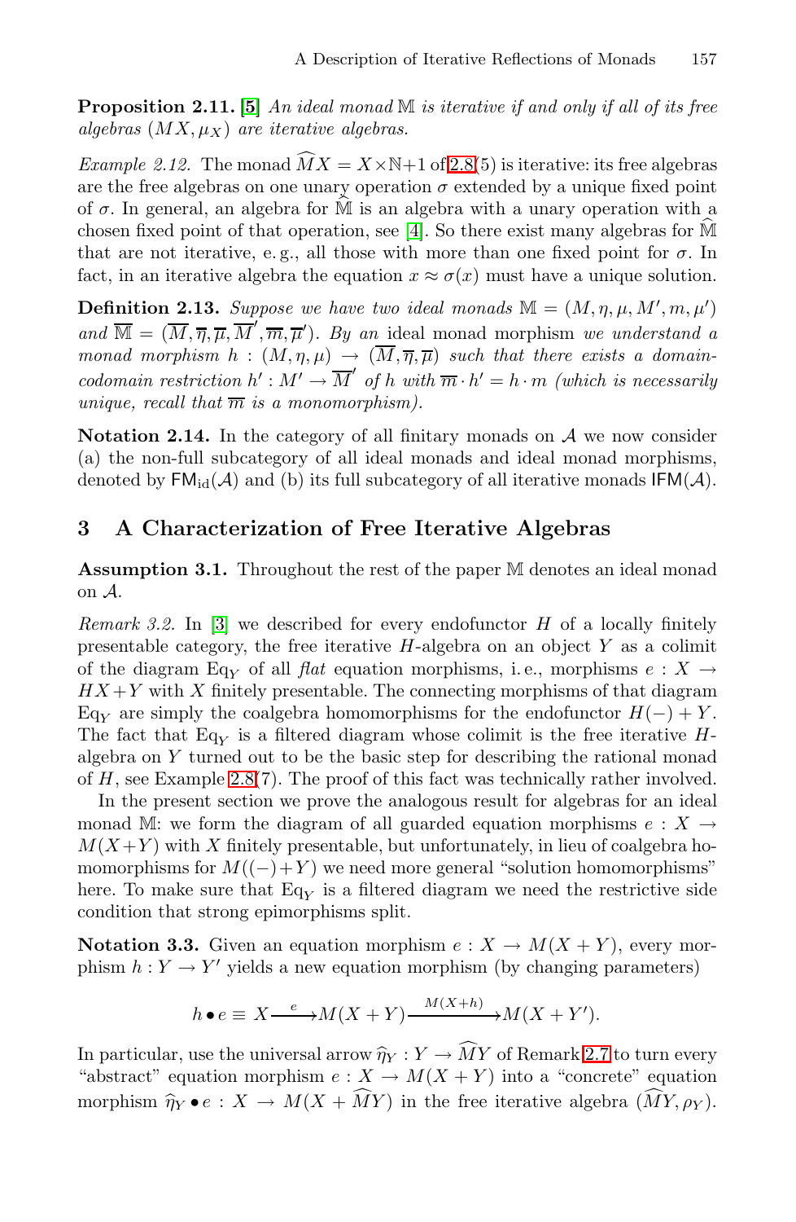**Proposition 2.11.** [5] *An ideal monad $\mathbb{M}$ is iterative if and only if all of its free algebras $(MX, \mu_X)$ are iterative algebras.*

*Example 2.12.* The monad $\widehat{M}X = X \times \mathbb{N} + 1$ of 2.8(5) is iterative: its free algebras are the free algebras on one unary operation $\sigma$ extended by a unique fixed point of $\sigma$. In general, an algebra for $\widehat{\mathbb{M}}$ is an algebra with a unary operation with a chosen fixed point of that operation, see [4]. So there exist many algebras for $\widehat{\mathbb{M}}$ that are not iterative, e. g., all those with more than one fixed point for $\sigma$. In fact, in an iterative algebra the equation $x \approx \sigma(x)$ must have a unique solution.

**Definition 2.13.** *Suppose we have two ideal monads $\mathbb{M} = (M, \eta, \mu, M', m, \mu')$ and $\overline{\mathbb{M}} = (\overline{M}, \overline{\eta}, \overline{\mu}, \overline{M}', \overline{m}, \overline{\mu}')$. By an* ideal monad morphism *we understand a monad morphism $h : (M, \eta, \mu) \to (\overline{M}, \overline{\eta}, \overline{\mu})$ such that there exists a domain-codomain restriction $h' : M' \to \overline{M}'$ of $h$ with $\overline{m} \cdot h' = h \cdot m$ (which is necessarily unique, recall that $\overline{m}$ is a monomorphism).*

**Notation 2.14.** In the category of all finitary monads on $\mathcal{A}$ we now consider (a) the non-full subcategory of all ideal monads and ideal monad morphisms, denoted by $\mathsf{FM}_{\mathrm{id}}(\mathcal{A})$ and (b) its full subcategory of all iterative monads $\mathsf{IFM}(\mathcal{A})$.

## 3 A Characterization of Free Iterative Algebras

**Assumption 3.1.** Throughout the rest of the paper $\mathbb{M}$ denotes an ideal monad on $\mathcal{A}$.

*Remark 3.2.* In [3] we described for every endofunctor $H$ of a locally finitely presentable category, the free iterative $H$-algebra on an object $Y$ as a colimit of the diagram $\mathrm{Eq}_Y$ of all *flat* equation morphisms, i. e., morphisms $e : X \to HX + Y$ with $X$ finitely presentable. The connecting morphisms of that diagram $\mathrm{Eq}_Y$ are simply the coalgebra homomorphisms for the endofunctor $H(-) + Y$. The fact that $\mathrm{Eq}_Y$ is a filtered diagram whose colimit is the free iterative $H$-algebra on $Y$ turned out to be the basic step for describing the rational monad of $H$, see Example 2.8(7). The proof of this fact was technically rather involved.

In the present section we prove the analogous result for algebras for an ideal monad $\mathbb{M}$: we form the diagram of all guarded equation morphisms $e : X \to M(X+Y)$ with $X$ finitely presentable, but unfortunately, in lieu of coalgebra homomorphisms for $M((-)+Y)$ we need more general "solution homomorphisms" here. To make sure that $\mathrm{Eq}_Y$ is a filtered diagram we need the restrictive side condition that strong epimorphisms split.

**Notation 3.3.** Given an equation morphism $e : X \to M(X + Y)$, every morphism $h : Y \to Y'$ yields a new equation morphism (by changing parameters)

$$h \bullet e \equiv X \xrightarrow{e} M(X+Y) \xrightarrow{M(X+h)} M(X+Y').$$

In particular, use the universal arrow $\widehat{\eta}_Y : Y \to \widehat{M}Y$ of Remark 2.7 to turn every "abstract" equation morphism $e : X \to M(X + Y)$ into a "concrete" equation morphism $\widehat{\eta}_Y \bullet e : X \to M(X + \widehat{M}Y)$ in the free iterative algebra $(\widehat{M}Y, \rho_Y)$.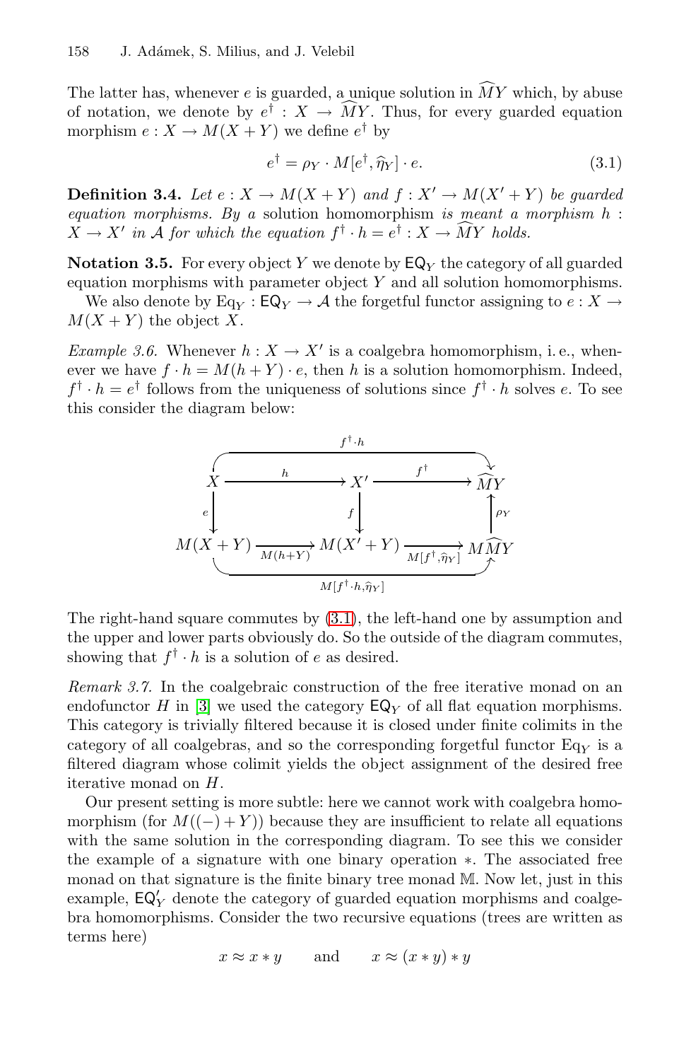The latter has, whenever $e$ is guarded, a unique solution in $\widehat{M}Y$ which, by abuse of notation, we denote by $e^\dagger : X \to \widehat{M}Y$. Thus, for every guarded equation morphism $e : X \to M(X + Y)$ we define $e^\dagger$ by

$$e^\dagger = \rho_Y \cdot M[e^\dagger, \widehat{\eta}_Y] \cdot e. \tag{3.1}$$

**Definition 3.4.** *Let $e : X \to M(X + Y)$ and $f : X' \to M(X' + Y)$ be guarded equation morphisms. By a* solution homomorphism *is meant a morphism $h : X \to X'$ in $\mathcal{A}$ for which the equation $f^\dagger \cdot h = e^\dagger : X \to \widehat{M}Y$ holds.*

**Notation 3.5.** For every object $Y$ we denote by $\mathsf{EQ}_Y$ the category of all guarded equation morphisms with parameter object $Y$ and all solution homomorphisms.

We also denote by $\mathrm{Eq}_Y : \mathsf{EQ}_Y \to \mathcal{A}$ the forgetful functor assigning to $e : X \to M(X + Y)$ the object $X$.

*Example 3.6.* Whenever $h : X \to X'$ is a coalgebra homomorphism, i. e., whenever we have $f \cdot h = M(h + Y) \cdot e$, then $h$ is a solution homomorphism. Indeed, $f^\dagger \cdot h = e^\dagger$ follows from the uniqueness of solutions since $f^\dagger \cdot h$ solves $e$. To see this consider the diagram below:

$$\begin{array}{ccccc}
X & \xrightarrow{h} & X' & \xrightarrow{f^\dagger} & \widehat{M}Y \\
\downarrow{\scriptstyle e} & & \downarrow{\scriptstyle f} & & \uparrow{\scriptstyle \rho_Y} \\
M(X+Y) & \xrightarrow[M(h+Y)]{} & M(X'+Y) & \xrightarrow[M[f^\dagger, \widehat{\eta}_Y]]{} & M\widehat{M}Y
\end{array}$$

(upper arrow: $f^\dagger \cdot h : X \to \widehat{M}Y$; lower arrow: $M[f^\dagger \cdot h, \widehat{\eta}_Y] : M(X+Y) \to M\widehat{M}Y$)

The right-hand square commutes by (3.1), the left-hand one by assumption and the upper and lower parts obviously do. So the outside of the diagram commutes, showing that $f^\dagger \cdot h$ is a solution of $e$ as desired.

*Remark 3.7.* In the coalgebraic construction of the free iterative monad on an endofunctor $H$ in [3] we used the category $\mathsf{EQ}_Y$ of all flat equation morphisms. This category is trivially filtered because it is closed under finite colimits in the category of all coalgebras, and so the corresponding forgetful functor $\mathrm{Eq}_Y$ is a filtered diagram whose colimit yields the object assignment of the desired free iterative monad on $H$.

Our present setting is more subtle: here we cannot work with coalgebra homomorphism (for $M((-) + Y)$) because they are insufficient to relate all equations with the same solution in the corresponding diagram. To see this we consider the example of a signature with one binary operation $*$. The associated free monad on that signature is the finite binary tree monad $\mathbb{M}$. Now let, just in this example, $\mathsf{EQ}'_Y$ denote the category of guarded equation morphisms and coalgebra homomorphisms. Consider the two recursive equations (trees are written as terms here)

$$x \approx x * y \qquad \text{and} \qquad x \approx (x * y) * y$$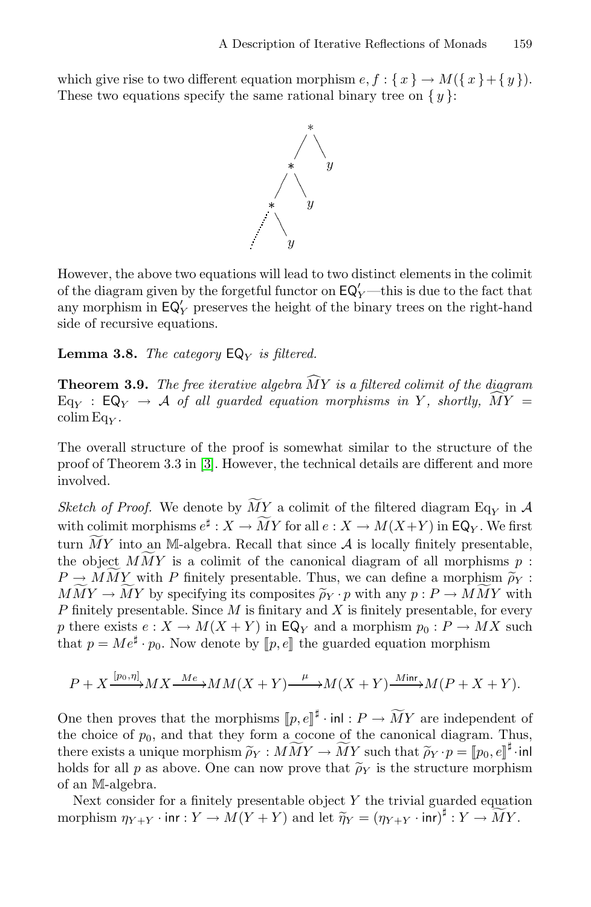which give rise to two different equation morphism $e, f : \{ x \} \to M(\{ x \} + \{ y \})$. These two equations specify the same rational binary tree on $\{ y \}$:

However, the above two equations will lead to two distinct elements in the colimit of the diagram given by the forgetful functor on $\mathsf{EQ}'_Y$—this is due to the fact that any morphism in $\mathsf{EQ}'_Y$ preserves the height of the binary trees on the right-hand side of recursive equations.

**Lemma 3.8.** *The category $\mathsf{EQ}_Y$ is filtered.*

**Theorem 3.9.** *The free iterative algebra $\widehat{M}Y$ is a filtered colimit of the diagram $\mathrm{Eq}_Y : \mathsf{EQ}_Y \to \mathcal{A}$ of all guarded equation morphisms in $Y$, shortly, $\widehat{M}Y = \mathrm{colim}\, \mathrm{Eq}_Y$.*

The overall structure of the proof is somewhat similar to the structure of the proof of Theorem 3.3 in [3]. However, the technical details are different and more involved.

*Sketch of Proof.* We denote by $\widetilde{M}Y$ a colimit of the filtered diagram $\mathrm{Eq}_Y$ in $\mathcal{A}$ with colimit morphisms $e^\sharp : X \to \widetilde{M}Y$ for all $e : X \to M(X+Y)$ in $\mathsf{EQ}_Y$. We first turn $\widetilde{M}Y$ into an $\mathbb{M}$-algebra. Recall that since $\mathcal{A}$ is locally finitely presentable, the object $M\widetilde{M}Y$ is a colimit of the canonical diagram of all morphisms $p : P \to M\widetilde{M}Y$ with $P$ finitely presentable. Thus, we can define a morphism $\widetilde{\rho}_Y : M\widetilde{M}Y \to \widetilde{M}Y$ by specifying its composites $\widetilde{\rho}_Y \cdot p$ with any $p : P \to M\widetilde{M}Y$ with $P$ finitely presentable. Since $M$ is finitary and $X$ is finitely presentable, for every $p$ there exists $e : X \to M(X+Y)$ in $\mathsf{EQ}_Y$ and a morphism $p_0 : P \to MX$ such that $p = Me^\sharp \cdot p_0$. Now denote by $[\![p, e]\!]$ the guarded equation morphism

$$P + X \xrightarrow{[p_0, \eta]} MX \xrightarrow{Me} MM(X+Y) \xrightarrow{\mu} M(X+Y) \xrightarrow{M\mathsf{inr}} M(P+X+Y).$$

One then proves that the morphisms $[\![p, e]\!]^\sharp \cdot \mathsf{inl} : P \to \widetilde{M}Y$ are independent of the choice of $p_0$, and that they form a cocone of the canonical diagram. Thus, there exists a unique morphism $\widetilde{\rho}_Y : M\widetilde{M}Y \to \widetilde{M}Y$ such that $\widetilde{\rho}_Y \cdot p = [\![p_0, e]\!]^\sharp \cdot \mathsf{inl}$ holds for all $p$ as above. One can now prove that $\widetilde{\rho}_Y$ is the structure morphism of an $\mathbb{M}$-algebra.

Next consider for a finitely presentable object $Y$ the trivial guarded equation morphism $\eta_{Y+Y} \cdot \mathsf{inr} : Y \to M(Y+Y)$ and let $\widetilde{\eta}_Y = (\eta_{Y+Y} \cdot \mathsf{inr})^\sharp : Y \to \widetilde{M}Y$.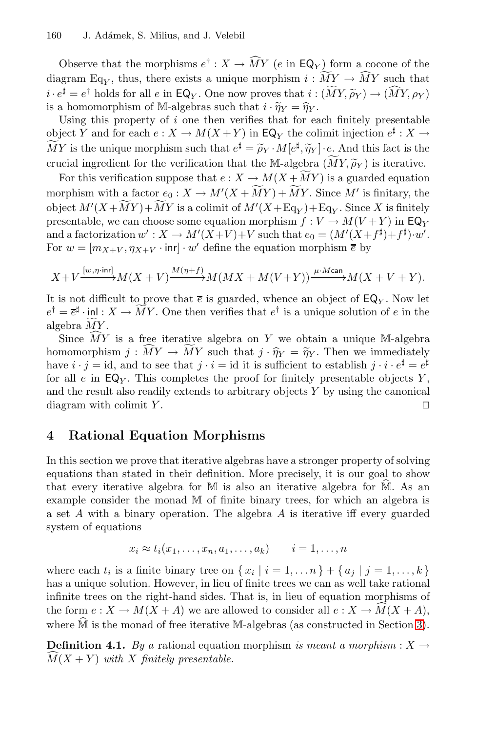Observe that the morphisms $e^\dagger : X \to \widehat{M}Y$ ($e$ in $\mathsf{EQ}_Y$) form a cocone of the diagram $\mathrm{Eq}_Y$, thus, there exists a unique morphism $i : \widetilde{M}Y \to \widehat{M}Y$ such that $i \cdot e^\sharp = e^\dagger$ holds for all $e$ in $\mathsf{EQ}_Y$. One now proves that $i : (\widetilde{M}Y, \widetilde{\rho}_Y) \to (\widehat{M}Y, \rho_Y)$ is a homomorphism of $\mathbb{M}$-algebras such that $i \cdot \widetilde{\eta}_Y = \widehat{\eta}_Y$.

Using this property of $i$ one then verifies that for each finitely presentable object $Y$ and for each $e : X \to M(X+Y)$ in $\mathsf{EQ}_Y$ the colimit injection $e^\sharp : X \to \widetilde{M}Y$ is the unique morphism such that $e^\sharp = \widetilde{\rho}_Y \cdot M[e^\sharp, \widetilde{\eta}_Y] \cdot e$. And this fact is the crucial ingredient for the verification that the $\mathbb{M}$-algebra $(\widetilde{M}Y, \widetilde{\rho}_Y)$ is iterative.

For this verification suppose that $e : X \to M(X + \widetilde{M}Y)$ is a guarded equation morphism with a factor $e_0 : X \to M'(X + \widetilde{M}Y) + \widetilde{M}Y$. Since $M'$ is finitary, the object $M'(X+\widetilde{M}Y)+\widetilde{M}Y$ is a colimit of $M'(X+\mathrm{Eq}_Y)+\mathrm{Eq}_Y$. Since $X$ is finitely presentable, we can choose some equation morphism $f : V \to M(V+Y)$ in $\mathsf{EQ}_Y$ and a factorization $w' : X \to M'(X+V)+V$ such that $e_0 = (M'(X+f^\sharp)+f^\sharp)\cdot w'$. For $w = [m_{X+V}, \eta_{X+V} \cdot \mathsf{inr}] \cdot w'$ define the equation morphism $\overline{e}$ by

$$X+V \xrightarrow{[w,\eta\cdot\mathsf{inr}]} M(X+V) \xrightarrow{M(\eta+f)} M(MX + M(V+Y)) \xrightarrow{\mu\cdot M\mathsf{can}} M(X+V+Y).$$

It is not difficult to prove that $\overline{e}$ is guarded, whence an object of $\mathsf{EQ}_Y$. Now let $e^\dagger = \overline{e}^\sharp \cdot \mathsf{inl} : X \to \widetilde{M}Y$. One then verifies that $e^\dagger$ is a unique solution of $e$ in the algebra $\widetilde{M}Y$.

Since $\widehat{M}Y$ is a free iterative algebra on $Y$ we obtain a unique $\mathbb{M}$-algebra homomorphism $j : \widehat{M}Y \to \widetilde{M}Y$ such that $j \cdot \widehat{\eta}_Y = \widetilde{\eta}_Y$. Then we immediately have $i \cdot j = \mathrm{id}$, and to see that $j \cdot i = \mathrm{id}$ it is sufficient to establish $j \cdot i \cdot e^\sharp = e^\sharp$ for all $e$ in $\mathsf{EQ}_Y$. This completes the proof for finitely presentable objects $Y$, and the result also readily extends to arbitrary objects $Y$ by using the canonical diagram with colimit $Y$. $\square$

## 4 Rational Equation Morphisms

In this section we prove that iterative algebras have a stronger property of solving equations than stated in their definition. More precisely, it is our goal to show that every iterative algebra for $\mathbb{M}$ is also an iterative algebra for $\widehat{\mathbb{M}}$. As an example consider the monad $\mathbb{M}$ of finite binary trees, for which an algebra is a set $A$ with a binary operation. The algebra $A$ is iterative iff every guarded system of equations

$$x_i \approx t_i(x_1, \ldots, x_n, a_1, \ldots, a_k) \qquad i = 1, \ldots, n$$

where each $t_i$ is a finite binary tree on $\{\, x_i \mid i = 1, \ldots n \,\} + \{\, a_j \mid j = 1, \ldots, k \,\}$ has a unique solution. However, in lieu of finite trees we can as well take rational infinite trees on the right-hand sides. That is, in lieu of equation morphisms of the form $e : X \to M(X + A)$ we are allowed to consider all $e : X \to \widehat{M}(X + A)$, where $\widehat{\mathbb{M}}$ is the monad of free iterative $\mathbb{M}$-algebras (as constructed in Section 3).

**Definition 4.1.** *By a* rational equation morphism *is meant a morphism* $: X \to \widehat{M}(X + Y)$ *with* $X$ *finitely presentable.*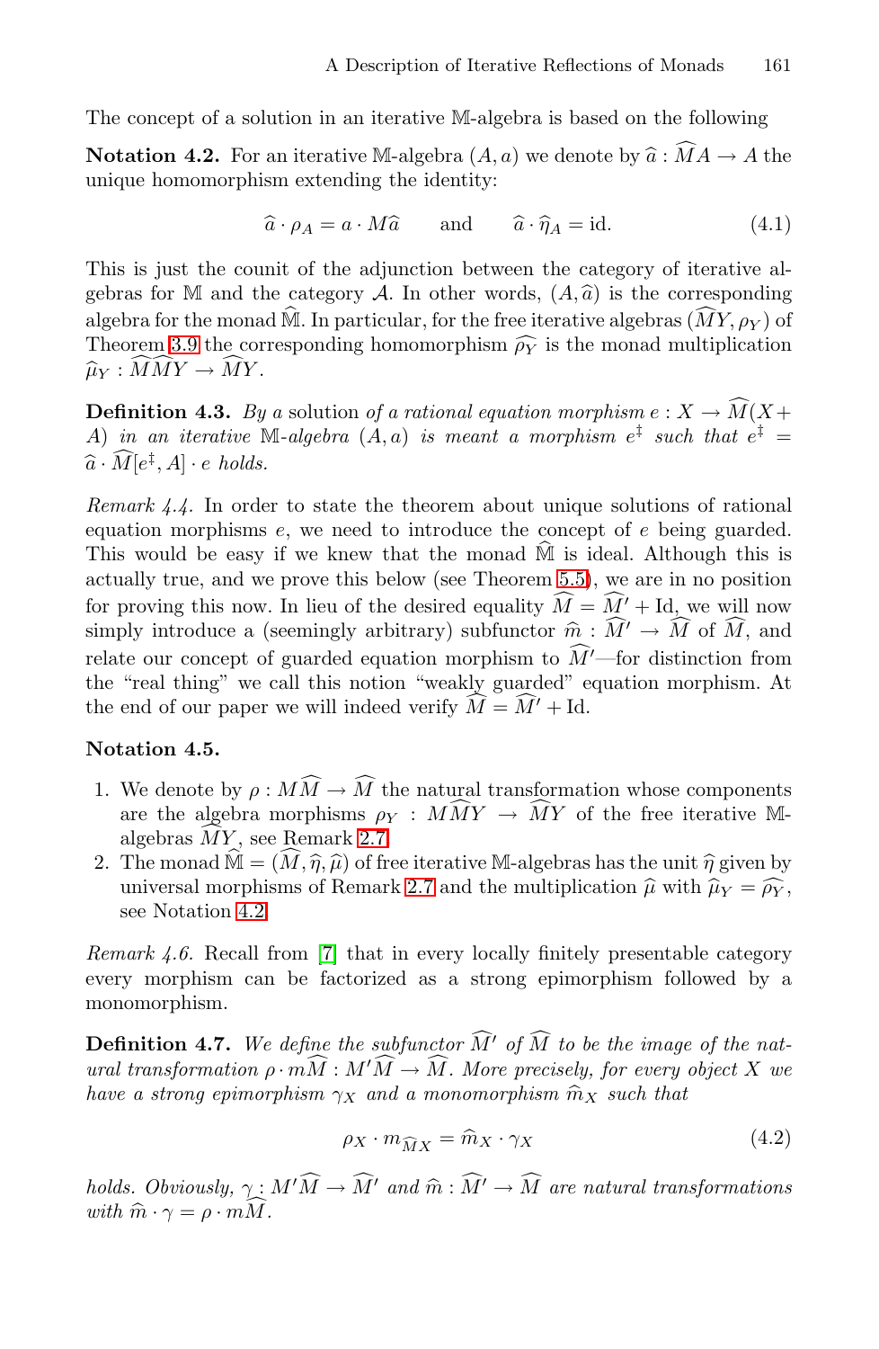The concept of a solution in an iterative $\mathbb{M}$-algebra is based on the following

**Notation 4.2.** For an iterative $\mathbb{M}$-algebra $(A, a)$ we denote by $\widehat{a} : \widehat{M}A \to A$ the unique homomorphism extending the identity:

$$\widehat{a} \cdot \rho_A = a \cdot M\widehat{a} \qquad \text{and} \qquad \widehat{a} \cdot \widehat{\eta}_A = \text{id}. \tag{4.1}$$

This is just the counit of the adjunction between the category of iterative algebras for $\mathbb{M}$ and the category $\mathcal{A}$. In other words, $(A, \widehat{a})$ is the corresponding algebra for the monad $\widehat{\mathbb{M}}$. In particular, for the free iterative algebras $(\widehat{M}Y, \rho_Y)$ of Theorem 3.9 the corresponding homomorphism $\widehat{\rho_Y}$ is the monad multiplication $\widehat{\mu}_Y : \widehat{M}\widehat{M}Y \to \widehat{M}Y$.

**Definition 4.3.** *By a* solution *of a rational equation morphism $e : X \to \widehat{M}(X + A)$ in an iterative $\mathbb{M}$-algebra $(A, a)$ is meant a morphism $e^\ddagger$ such that $e^\ddagger = \widehat{a} \cdot \widehat{M}[e^\ddagger, A] \cdot e$ holds.*

*Remark 4.4.* In order to state the theorem about unique solutions of rational equation morphisms $e$, we need to introduce the concept of $e$ being guarded. This would be easy if we knew that the monad $\widehat{\mathbb{M}}$ is ideal. Although this is actually true, and we prove this below (see Theorem 5.5), we are in no position for proving this now. In lieu of the desired equality $\widehat{M} = \widehat{M}' + \text{Id}$, we will now simply introduce a (seemingly arbitrary) subfunctor $\widehat{m} : \widehat{M}' \to \widehat{M}$ of $\widehat{M}$, and relate our concept of guarded equation morphism to $\widehat{M}'$—for distinction from the "real thing" we call this notion "weakly guarded" equation morphism. At the end of our paper we will indeed verify $\widehat{M} = \widehat{M}' + \text{Id}$.

**Notation 4.5.**

1. We denote by $\rho : M\widehat{M} \to \widehat{M}$ the natural transformation whose components are the algebra morphisms $\rho_Y : M\widehat{M}Y \to \widehat{M}Y$ of the free iterative $\mathbb{M}$-algebras $\widehat{M}Y$, see Remark 2.7.
2. The monad $\widehat{\mathbb{M}} = (\widehat{M}, \widehat{\eta}, \widehat{\mu})$ of free iterative $\mathbb{M}$-algebras has the unit $\widehat{\eta}$ given by universal morphisms of Remark 2.7 and the multiplication $\widehat{\mu}$ with $\widehat{\mu}_Y = \widehat{\rho_Y}$, see Notation 4.2.

*Remark 4.6.* Recall from [7] that in every locally finitely presentable category every morphism can be factorized as a strong epimorphism followed by a monomorphism.

**Definition 4.7.** *We define the subfunctor $\widehat{M}'$ of $\widehat{M}$ to be the image of the natural transformation $\rho \cdot m\widehat{M} : M'\widehat{M} \to \widehat{M}$. More precisely, for every object $X$ we have a strong epimorphism $\gamma_X$ and a monomorphism $\widehat{m}_X$ such that*

$$\rho_X \cdot m_{\widehat{M}X} = \widehat{m}_X \cdot \gamma_X \tag{4.2}$$

*holds. Obviously, $\gamma : M'\widehat{M} \to \widehat{M}'$ and $\widehat{m} : \widehat{M}' \to \widehat{M}$ are natural transformations with $\widehat{m} \cdot \gamma = \rho \cdot m\widehat{M}$.*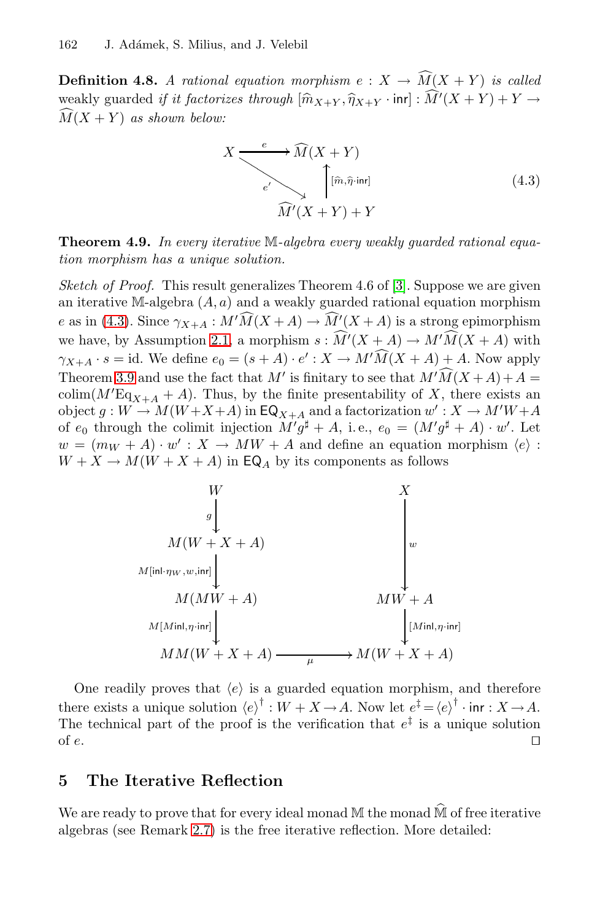**Definition 4.8.** *A rational equation morphism $e : X \to \widehat{M}(X+Y)$ is called* weakly guarded *if it factorizes through $[\widehat{m}_{X+Y}, \widehat{\eta}_{X+Y} \cdot \mathsf{inr}] : \widehat{M}'(X+Y) + Y \to \widehat{M}(X+Y)$ as shown below:*

$$
\begin{array}{ccc}
X & \xrightarrow{\quad e \quad} & \widehat{M}(X+Y) \\
& \searrow^{e'} & \uparrow {\scriptstyle [\widehat{m}, \widehat{\eta}\cdot \mathsf{inr}]} \\
& & \widehat{M}'(X+Y)+Y
\end{array}
\tag{4.3}
$$

**Theorem 4.9.** *In every iterative $\mathbb{M}$-algebra every weakly guarded rational equation morphism has a unique solution.*

*Sketch of Proof.* This result generalizes Theorem 4.6 of [3]. Suppose we are given an iterative $\mathbb{M}$-algebra $(A, a)$ and a weakly guarded rational equation morphism $e$ as in (4.3). Since $\gamma_{X+A} : M'\widehat{M}(X+A) \to \widehat{M}'(X+A)$ is a strong epimorphism we have, by Assumption 2.1, a morphism $s : \widehat{M}'(X+A) \to M'\widehat{M}(X+A)$ with $\gamma_{X+A} \cdot s = \mathrm{id}$. We define $e_0 = (s + A) \cdot e' : X \to M'\widehat{M}(X+A) + A$. Now apply Theorem 3.9 and use the fact that $M'$ is finitary to see that $M'\widehat{M}(X+A) + A = \mathrm{colim}(M'\mathrm{Eq}_{X+A} + A)$. Thus, by the finite presentability of $X$, there exists an object $g : W \to M(W+X+A)$ in $\mathsf{EQ}_{X+A}$ and a factorization $w' : X \to M'W + A$ of $e_0$ through the colimit injection $M'g^\sharp + A$, i.e., $e_0 = (M'g^\sharp + A) \cdot w'$. Let $w = (m_W + A) \cdot w' : X \to MW + A$ and define an equation morphism $\langle e \rangle : W + X \to M(W + X + A)$ in $\mathsf{EQ}_A$ by its components as follows

$$
\begin{array}{ccc}
W & & X \\
\downarrow {\scriptstyle g} & & \\
M(W+X+A) & & \downarrow {\scriptstyle w} \\
\downarrow {\scriptstyle M[\mathsf{inl}\cdot\eta_W, w, \mathsf{inr}]} & & \\
M(MW+A) & & MW + A \\
\downarrow {\scriptstyle M[M\mathsf{inl}, \eta\cdot\mathsf{inr}]} & & \downarrow {\scriptstyle [M\mathsf{inl}, \eta\cdot\mathsf{inr}]} \\
MM(W+X+A) & \xrightarrow{\quad \mu \quad} & M(W+X+A)
\end{array}
$$

One readily proves that $\langle e \rangle$ is a guarded equation morphism, and therefore there exists a unique solution $\langle e \rangle^\dagger : W + X \to A$. Now let $e^\ddagger = \langle e \rangle^\dagger \cdot \mathsf{inr} : X \to A$. The technical part of the proof is the verification that $e^\ddagger$ is a unique solution of $e$. $\square$

## 5 The Iterative Reflection

We are ready to prove that for every ideal monad $\mathbb{M}$ the monad $\widehat{\mathbb{M}}$ of free iterative algebras (see Remark 2.7) is the free iterative reflection. More detailed: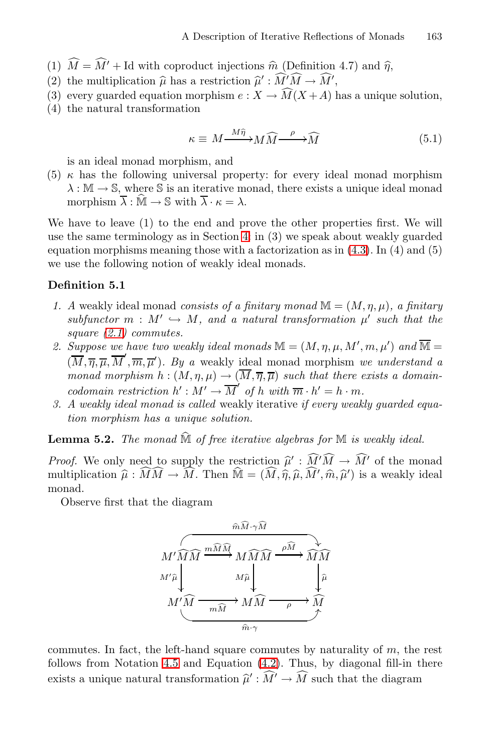(1) $\widehat{M} = \widehat{M}' + \mathrm{Id}$ with coproduct injections $\widehat{m}$ (Definition 4.7) and $\widehat{\eta}$,
(2) the multiplication $\widehat{\mu}$ has a restriction $\widehat{\mu}' : \widehat{M}'\widehat{M} \to \widehat{M}'$,
(3) every guarded equation morphism $e : X \to \widehat{M}(X + A)$ has a unique solution,
(4) the natural transformation

$$\kappa \equiv M \xrightarrow{M\widehat{\eta}} M\widehat{M} \xrightarrow{\rho} \widehat{M} \tag{5.1}$$

is an ideal monad morphism, and
(5) $\kappa$ has the following universal property: for every ideal monad morphism $\lambda : \mathbb{M} \to \mathbb{S}$, where $\mathbb{S}$ is an iterative monad, there exists a unique ideal monad morphism $\overline{\lambda} : \widehat{\mathbb{M}} \to \mathbb{S}$ with $\overline{\lambda} \cdot \kappa = \lambda$.

We have to leave (1) to the end and prove the other properties first. We will use the same terminology as in Section 4: in (3) we speak about weakly guarded equation morphisms meaning those with a factorization as in (4.3). In (4) and (5) we use the following notion of weakly ideal monads.

**Definition 5.1**

1. *A* weakly ideal monad *consists of a finitary monad* $\mathbb{M} = (M, \eta, \mu)$*, a finitary subfunctor* $m : M' \hookrightarrow M$*, and a natural transformation* $\mu'$ *such that the square (2.1) commutes.*
2. *Suppose we have two weakly ideal monads* $\mathbb{M} = (M, \eta, \mu, M', m, \mu')$ *and* $\overline{\mathbb{M}} = (\overline{M}, \overline{\eta}, \overline{\mu}, \overline{M}', \overline{m}, \overline{\mu}')$*. By a* weakly ideal monad morphism *we understand a monad morphism* $h : (M, \eta, \mu) \to (\overline{M}, \overline{\eta}, \overline{\mu})$ *such that there exists a domain-codomain restriction* $h' : M' \to \overline{M}'$ *of* $h$ *with* $\overline{m} \cdot h' = h \cdot m$*.*
3. *A weakly ideal monad is called* weakly iterative *if every weakly guarded equation morphism has a unique solution.*

**Lemma 5.2.** *The monad* $\widehat{\mathbb{M}}$ *of free iterative algebras for* $\mathbb{M}$ *is weakly ideal.*

*Proof.* We only need to supply the restriction $\widehat{\mu}' : \widehat{M}'\widehat{M} \to \widehat{M}'$ of the monad multiplication $\widehat{\mu} : \widehat{M}\widehat{M} \to \widehat{M}$. Then $\widehat{\mathbb{M}} = (\widehat{M}, \widehat{\eta}, \widehat{\mu}, \widehat{M}', \widehat{m}, \widehat{\mu}')$ is a weakly ideal monad.

Observe first that the diagram

$$\begin{array}{ccccc}
M'\widehat{M}\widehat{M} & \xrightarrow{m\widehat{M}\widehat{M}} & M\widehat{M}\widehat{M} & \xrightarrow{\rho\widehat{M}} & \widehat{M}\widehat{M} \\
\downarrow{\scriptstyle M'\widehat{\mu}} & & \downarrow{\scriptstyle M\widehat{\mu}} & & \downarrow{\scriptstyle \widehat{\mu}} \\
M'\widehat{M} & \xrightarrow[m\widehat{M}]{} & M\widehat{M} & \xrightarrow[\rho]{} & \widehat{M}
\end{array}$$

(with the top composite $M'\widehat{M}\widehat{M} \to \widehat{M}\widehat{M}$ equal to $\widehat{m}\widehat{M} \cdot \gamma\widehat{M}$ and the bottom composite $M'\widehat{M} \to \widehat{M}$ equal to $\widehat{m} \cdot \gamma$)

commutes. In fact, the left-hand square commutes by naturality of $m$, the rest follows from Notation 4.5 and Equation (4.2). Thus, by diagonal fill-in there exists a unique natural transformation $\widehat{\mu}' : \widehat{M}' \to \widehat{M}$ such that the diagram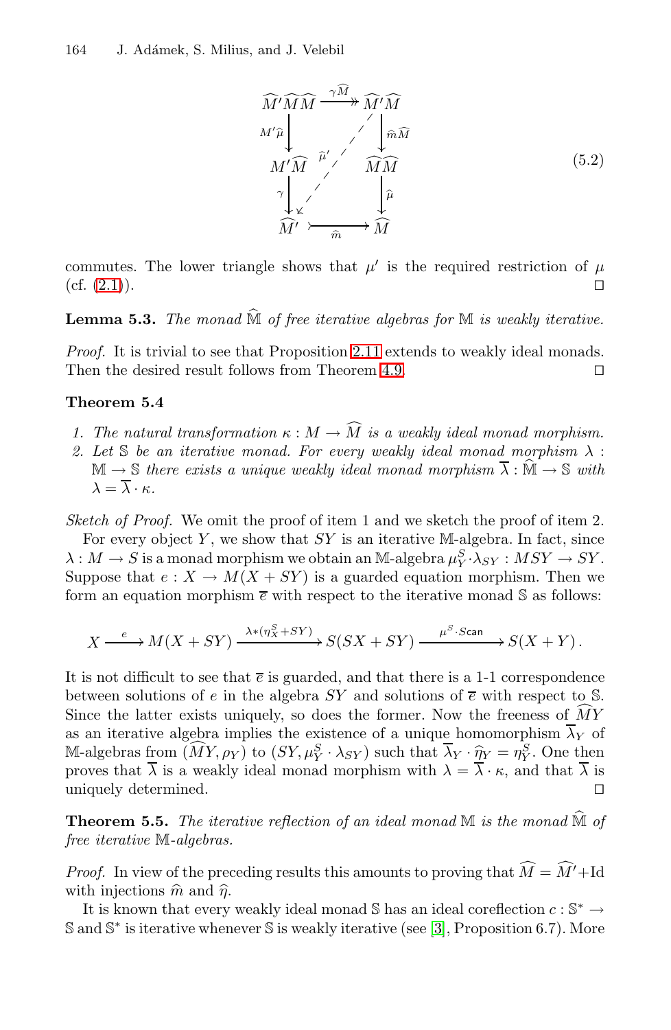$$
\begin{array}{ccc}
\widehat{M'}\widehat{M}\widehat{M} & \xrightarrow{\gamma\widehat{M}} & \widehat{M'}\widehat{M} \\
\downarrow{\scriptstyle M'\widehat{\mu}} & & \downarrow{\scriptstyle \widehat{m}\widehat{M}} \\
M'\widehat{M} & \widehat{\mu}' & \widehat{M}\widehat{M} \\
\downarrow{\scriptstyle \gamma} & & \downarrow{\scriptstyle \widehat{\mu}} \\
\widehat{M'} & \xrightarrow{\widehat{m}} & \widehat{M}
\end{array}
\tag{5.2}
$$

commutes. The lower triangle shows that $\mu'$ is the required restriction of $\mu$ (cf. (2.1)). ◻

**Lemma 5.3.** *The monad $\widehat{\mathbb{M}}$ of free iterative algebras for $\mathbb{M}$ is weakly iterative.*

*Proof.* It is trivial to see that Proposition 2.11 extends to weakly ideal monads. Then the desired result follows from Theorem 4.9. ◻

**Theorem 5.4**

1. *The natural transformation $\kappa : M \to \widehat{M}$ is a weakly ideal monad morphism.*
2. *Let $\mathbb{S}$ be an iterative monad. For every weakly ideal monad morphism $\lambda : \mathbb{M} \to \mathbb{S}$ there exists a unique weakly ideal monad morphism $\overline{\lambda} : \widehat{\mathbb{M}} \to \mathbb{S}$ with $\lambda = \overline{\lambda} \cdot \kappa$.*

*Sketch of Proof.* We omit the proof of item 1 and we sketch the proof of item 2.

For every object $Y$, we show that $SY$ is an iterative $\mathbb{M}$-algebra. In fact, since $\lambda : M \to S$ is a monad morphism we obtain an $\mathbb{M}$-algebra $\mu^S_Y \cdot \lambda_{SY} : MSY \to SY$. Suppose that $e : X \to M(X + SY)$ is a guarded equation morphism. Then we form an equation morphism $\overline{e}$ with respect to the iterative monad $\mathbb{S}$ as follows:

$$
X \xrightarrow{e} M(X + SY) \xrightarrow{\lambda * (\eta^S_X + SY)} S(SX + SY) \xrightarrow{\mu^S \cdot S\mathsf{can}} S(X + Y)\,.
$$

It is not difficult to see that $\overline{e}$ is guarded, and that there is a 1-1 correspondence between solutions of $e$ in the algebra $SY$ and solutions of $\overline{e}$ with respect to $\mathbb{S}$. Since the latter exists uniquely, so does the former. Now the freeness of $\widehat{M}Y$ as an iterative algebra implies the existence of a unique homomorphism $\overline{\lambda}_Y$ of $\mathbb{M}$-algebras from $(\widehat{M}Y, \rho_Y)$ to $(SY, \mu^S_Y \cdot \lambda_{SY})$ such that $\overline{\lambda}_Y \cdot \widehat{\eta}_Y = \eta^S_Y$. One then proves that $\overline{\lambda}$ is a weakly ideal monad morphism with $\lambda = \overline{\lambda} \cdot \kappa$, and that $\overline{\lambda}$ is uniquely determined. ◻

**Theorem 5.5.** *The iterative reflection of an ideal monad $\mathbb{M}$ is the monad $\widehat{\mathbb{M}}$ of free iterative $\mathbb{M}$-algebras.*

*Proof.* In view of the preceding results this amounts to proving that $\widehat{M} = \widehat{M'} + \mathrm{Id}$ with injections $\widehat{m}$ and $\widehat{\eta}$.

It is known that every weakly ideal monad $\mathbb{S}$ has an ideal coreflection $c : \mathbb{S}^* \to \mathbb{S}$ and $\mathbb{S}^*$ is iterative whenever $\mathbb{S}$ is weakly iterative (see [3], Proposition 6.7). More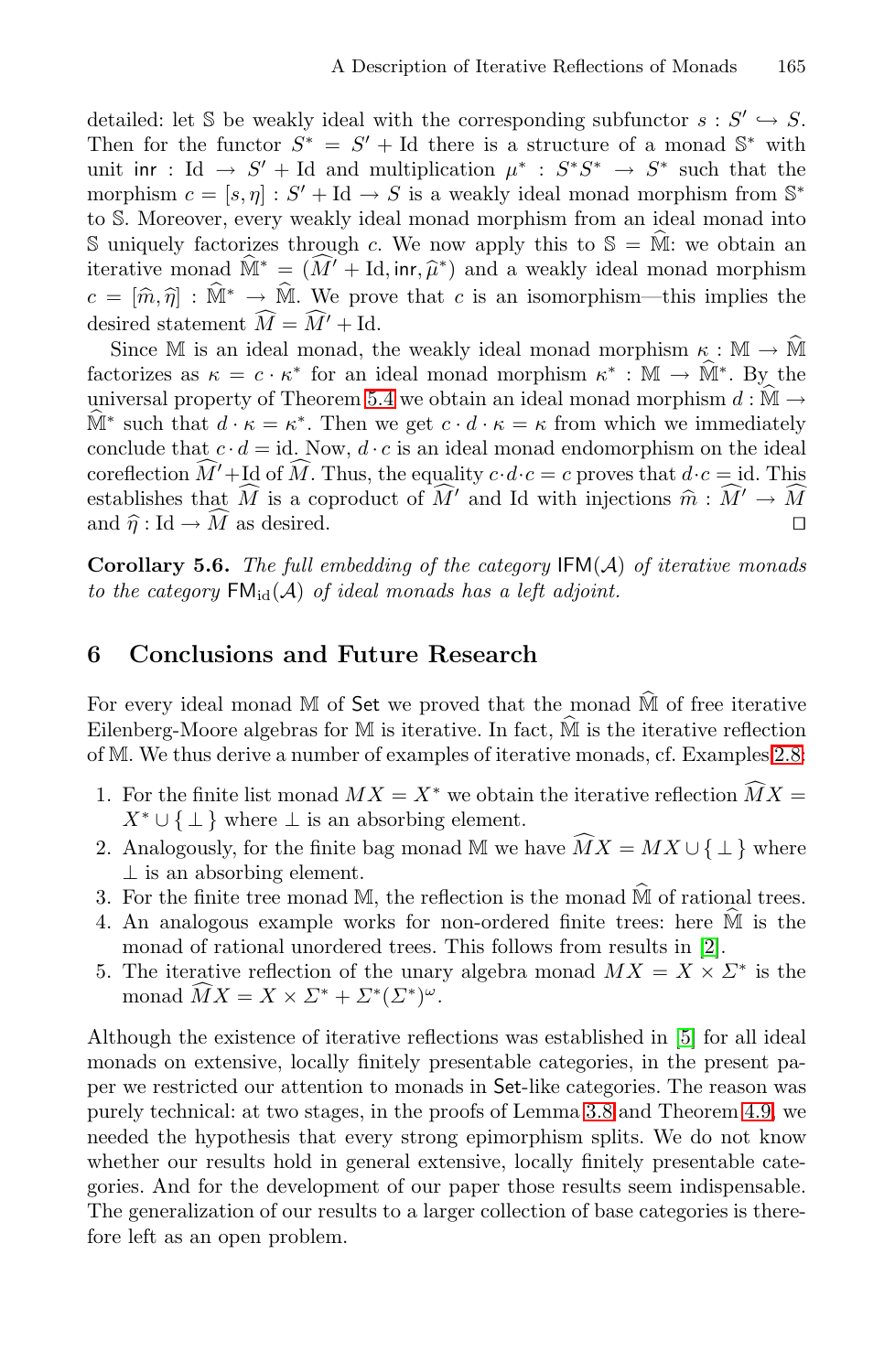detailed: let $\mathbb{S}$ be weakly ideal with the corresponding subfunctor $s : S' \hookrightarrow S$. Then for the functor $S^* = S' + \mathrm{Id}$ there is a structure of a monad $\mathbb{S}^*$ with unit $\mathsf{inr} : \mathrm{Id} \to S' + \mathrm{Id}$ and multiplication $\mu^* : S^*S^* \to S^*$ such that the morphism $c = [s, \eta] : S' + \mathrm{Id} \to S$ is a weakly ideal monad morphism from $\mathbb{S}^*$ to $\mathbb{S}$. Moreover, every weakly ideal monad morphism from an ideal monad into $\mathbb{S}$ uniquely factorizes through $c$. We now apply this to $\mathbb{S} = \widehat{\mathbb{M}}$: we obtain an iterative monad $\widehat{\mathbb{M}}^* = (\widehat{M}' + \mathrm{Id}, \mathsf{inr}, \widehat{\mu}^*)$ and a weakly ideal monad morphism $c = [\widehat{m}, \widehat{\eta}] : \widehat{\mathbb{M}}^* \to \widehat{\mathbb{M}}$. We prove that $c$ is an isomorphism—this implies the desired statement $\widehat{M} = \widehat{M}' + \mathrm{Id}$.

Since $\mathbb{M}$ is an ideal monad, the weakly ideal monad morphism $\kappa : \mathbb{M} \to \widehat{\mathbb{M}}$ factorizes as $\kappa = c \cdot \kappa^*$ for an ideal monad morphism $\kappa^* : \mathbb{M} \to \widehat{\mathbb{M}}^*$. By the universal property of Theorem 5.4 we obtain an ideal monad morphism $d : \widehat{\mathbb{M}} \to \widehat{\mathbb{M}}^*$ such that $d \cdot \kappa = \kappa^*$. Then we get $c \cdot d \cdot \kappa = \kappa$ from which we immediately conclude that $c \cdot d = \mathrm{id}$. Now, $d \cdot c$ is an ideal monad endomorphism on the ideal coreflection $\widehat{M}' + \mathrm{Id}$ of $\widehat{M}$. Thus, the equality $c \cdot d \cdot c = c$ proves that $d \cdot c = \mathrm{id}$. This establishes that $\widehat{M}$ is a coproduct of $\widehat{M}'$ and $\mathrm{Id}$ with injections $\widehat{m} : \widehat{M}' \to \widehat{M}$ and $\widehat{\eta} : \mathrm{Id} \to \widehat{M}$ as desired. ◻

**Corollary 5.6.** *The full embedding of the category* $\mathsf{IFM}(\mathcal{A})$ *of iterative monads to the category* $\mathsf{FM}_{\mathrm{id}}(\mathcal{A})$ *of ideal monads has a left adjoint.*

## 6 Conclusions and Future Research

For every ideal monad $\mathbb{M}$ of $\mathsf{Set}$ we proved that the monad $\widehat{\mathbb{M}}$ of free iterative Eilenberg-Moore algebras for $\mathbb{M}$ is iterative. In fact, $\widehat{\mathbb{M}}$ is the iterative reflection of $\mathbb{M}$. We thus derive a number of examples of iterative monads, cf. Examples 2.8:

1. For the finite list monad $MX = X^*$ we obtain the iterative reflection $\widehat{M}X = X^* \cup \{\perp\}$ where $\perp$ is an absorbing element.
2. Analogously, for the finite bag monad $\mathbb{M}$ we have $\widehat{M}X = MX \cup \{\perp\}$ where $\perp$ is an absorbing element.
3. For the finite tree monad $\mathbb{M}$, the reflection is the monad $\widehat{\mathbb{M}}$ of rational trees.
4. An analogous example works for non-ordered finite trees: here $\widehat{\mathbb{M}}$ is the monad of rational unordered trees. This follows from results in [2].
5. The iterative reflection of the unary algebra monad $MX = X \times \Sigma^*$ is the monad $\widehat{M}X = X \times \Sigma^* + \Sigma^*(\Sigma^*)^\omega$.

Although the existence of iterative reflections was established in [5] for all ideal monads on extensive, locally finitely presentable categories, in the present paper we restricted our attention to monads in $\mathsf{Set}$-like categories. The reason was purely technical: at two stages, in the proofs of Lemma 3.8 and Theorem 4.9, we needed the hypothesis that every strong epimorphism splits. We do not know whether our results hold in general extensive, locally finitely presentable categories. And for the development of our paper those results seem indispensable. The generalization of our results to a larger collection of base categories is therefore left as an open problem.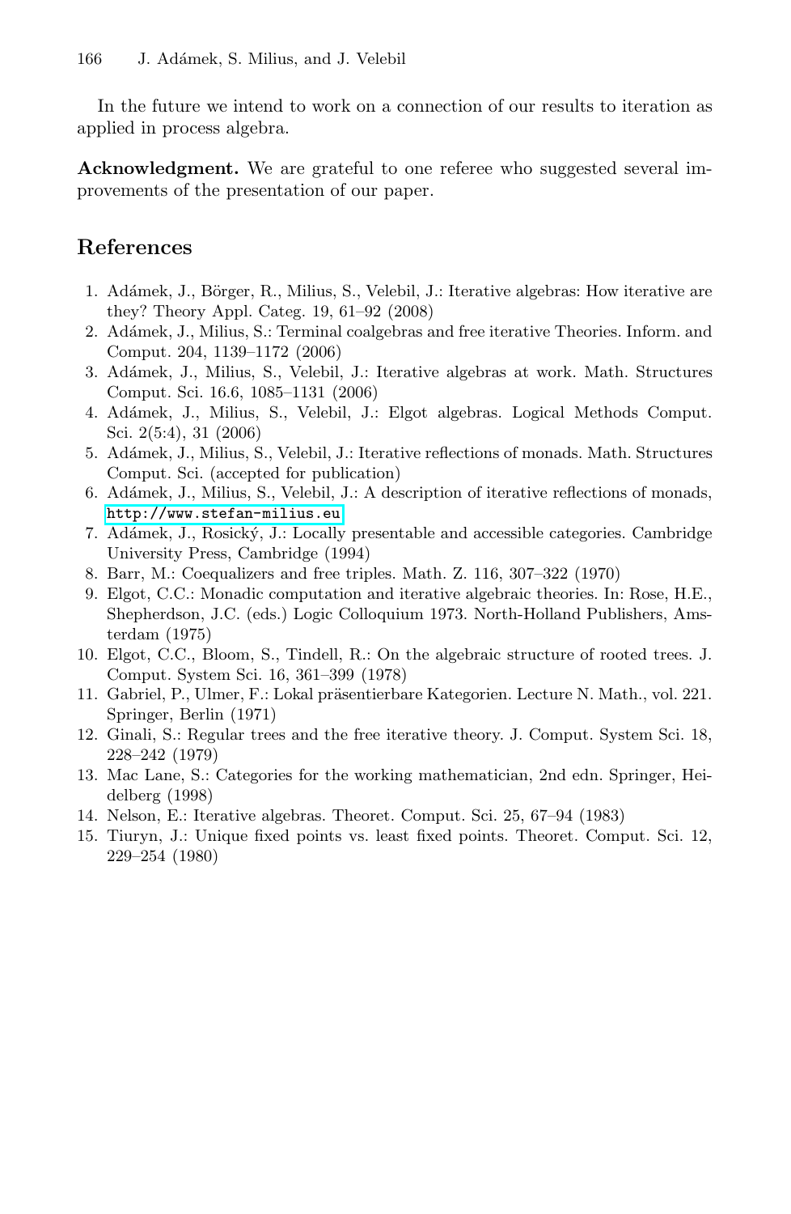In the future we intend to work on a connection of our results to iteration as applied in process algebra.

**Acknowledgment.** We are grateful to one referee who suggested several improvements of the presentation of our paper.

## References

1. Adámek, J., Börger, R., Milius, S., Velebil, J.: Iterative algebras: How iterative are they? Theory Appl. Categ. 19, 61–92 (2008)
2. Adámek, J., Milius, S.: Terminal coalgebras and free iterative Theories. Inform. and Comput. 204, 1139–1172 (2006)
3. Adámek, J., Milius, S., Velebil, J.: Iterative algebras at work. Math. Structures Comput. Sci. 16.6, 1085–1131 (2006)
4. Adámek, J., Milius, S., Velebil, J.: Elgot algebras. Logical Methods Comput. Sci. 2(5:4), 31 (2006)
5. Adámek, J., Milius, S., Velebil, J.: Iterative reflections of monads. Math. Structures Comput. Sci. (accepted for publication)
6. Adámek, J., Milius, S., Velebil, J.: A description of iterative reflections of monads, http://www.stefan-milius.eu
7. Adámek, J., Rosický, J.: Locally presentable and accessible categories. Cambridge University Press, Cambridge (1994)
8. Barr, M.: Coequalizers and free triples. Math. Z. 116, 307–322 (1970)
9. Elgot, C.C.: Monadic computation and iterative algebraic theories. In: Rose, H.E., Shepherdson, J.C. (eds.) Logic Colloquium 1973. North-Holland Publishers, Amsterdam (1975)
10. Elgot, C.C., Bloom, S., Tindell, R.: On the algebraic structure of rooted trees. J. Comput. System Sci. 16, 361–399 (1978)
11. Gabriel, P., Ulmer, F.: Lokal präsentierbare Kategorien. Lecture N. Math., vol. 221. Springer, Berlin (1971)
12. Ginali, S.: Regular trees and the free iterative theory. J. Comput. System Sci. 18, 228–242 (1979)
13. Mac Lane, S.: Categories for the working mathematician, 2nd edn. Springer, Heidelberg (1998)
14. Nelson, E.: Iterative algebras. Theoret. Comput. Sci. 25, 67–94 (1983)
15. Tiuryn, J.: Unique fixed points vs. least fixed points. Theoret. Comput. Sci. 12, 229–254 (1980)